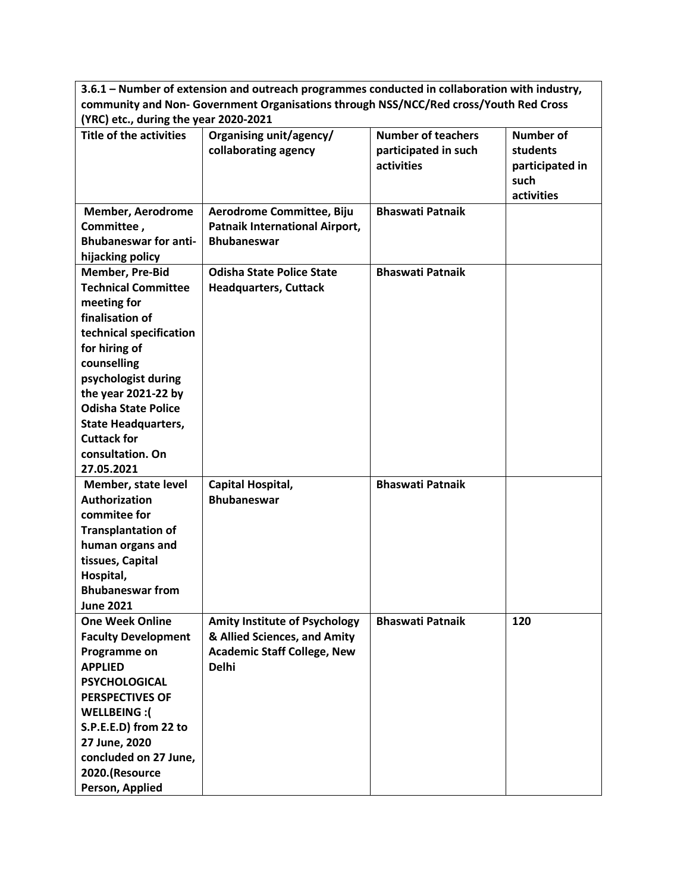| **3.6.1 – Number of extension and outreach programmes conducted in collaboration with industry, community and Non- Government Organisations through NSS/NCC/Red cross/Youth Red Cross (YRC) etc., during the year 2020-2021** | | | |
|---|---|---|---|
| **Title of the activities** | **Organising unit/agency/ collaborating agency** | **Number of teachers participated in such activities** | **Number of students participated in such activities** |
| **Member, Aerodrome Committee , Bhubaneswar for anti-hijacking policy** | **Aerodrome Committee, Biju Patnaik International Airport, Bhubaneswar** | **Bhaswati Patnaik** | |
| **Member, Pre-Bid Technical Committee meeting for finalisation of technical specification for hiring of counselling psychologist during the year 2021-22 by Odisha State Police State Headquarters, Cuttack for consultation. On 27.05.2021** | **Odisha State Police State Headquarters, Cuttack** | **Bhaswati Patnaik** | |
| **Member, state level Authorization commitee for Transplantation of human organs and tissues, Capital Hospital, Bhubaneswar from June 2021** | **Capital Hospital, Bhubaneswar** | **Bhaswati Patnaik** | |
| **One Week Online Faculty Development Programme on APPLIED PSYCHOLOGICAL PERSPECTIVES OF WELLBEING :( S.P.E.E.D) from 22 to 27 June, 2020 concluded on 27 June, 2020.(Resource Person, Applied** | **Amity Institute of Psychology & Allied Sciences, and Amity Academic Staff College, New Delhi** | **Bhaswati Patnaik** | **120** |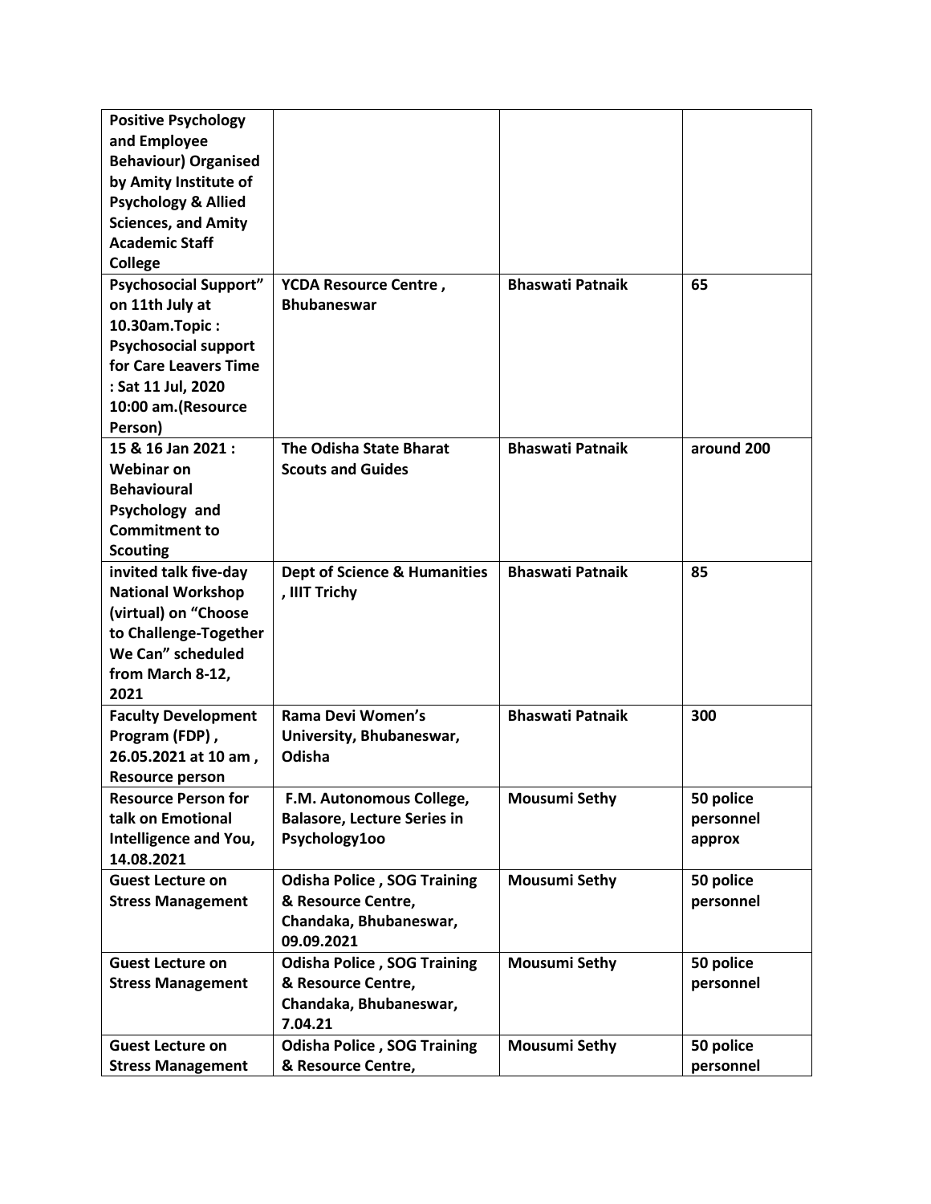| | | | |
|---|---|---|---|
| **Positive Psychology and Employee Behaviour) Organised by Amity Institute of Psychology & Allied Sciences, and Amity Academic Staff College** | | | |
| **Psychosocial Support" on 11th July at 10.30am.Topic : Psychosocial support for Care Leavers Time : Sat 11 Jul, 2020 10:00 am.(Resource Person)** | **YCDA Resource Centre , Bhubaneswar** | **Bhaswati Patnaik** | **65** |
| **15 & 16 Jan 2021 : Webinar on Behavioural Psychology and Commitment to Scouting** | **The Odisha State Bharat Scouts and Guides** | **Bhaswati Patnaik** | **around 200** |
| **invited talk five-day National Workshop (virtual) on "Choose to Challenge-Together We Can" scheduled from March 8-12, 2021** | **Dept of Science & Humanities , IIIT Trichy** | **Bhaswati Patnaik** | **85** |
| **Faculty Development Program (FDP) , 26.05.2021 at 10 am , Resource person** | **Rama Devi Women's University, Bhubaneswar, Odisha** | **Bhaswati Patnaik** | **300** |
| **Resource Person for talk on Emotional Intelligence and You, 14.08.2021** | **F.M. Autonomous College, Balasore, Lecture Series in Psychology1oo** | **Mousumi Sethy** | **50 police personnel approx** |
| **Guest Lecture on Stress Management** | **Odisha Police , SOG Training & Resource Centre, Chandaka, Bhubaneswar, 09.09.2021** | **Mousumi Sethy** | **50 police personnel** |
| **Guest Lecture on Stress Management** | **Odisha Police , SOG Training & Resource Centre, Chandaka, Bhubaneswar, 7.04.21** | **Mousumi Sethy** | **50 police personnel** |
| **Guest Lecture on Stress Management** | **Odisha Police , SOG Training & Resource Centre,** | **Mousumi Sethy** | **50 police personnel** |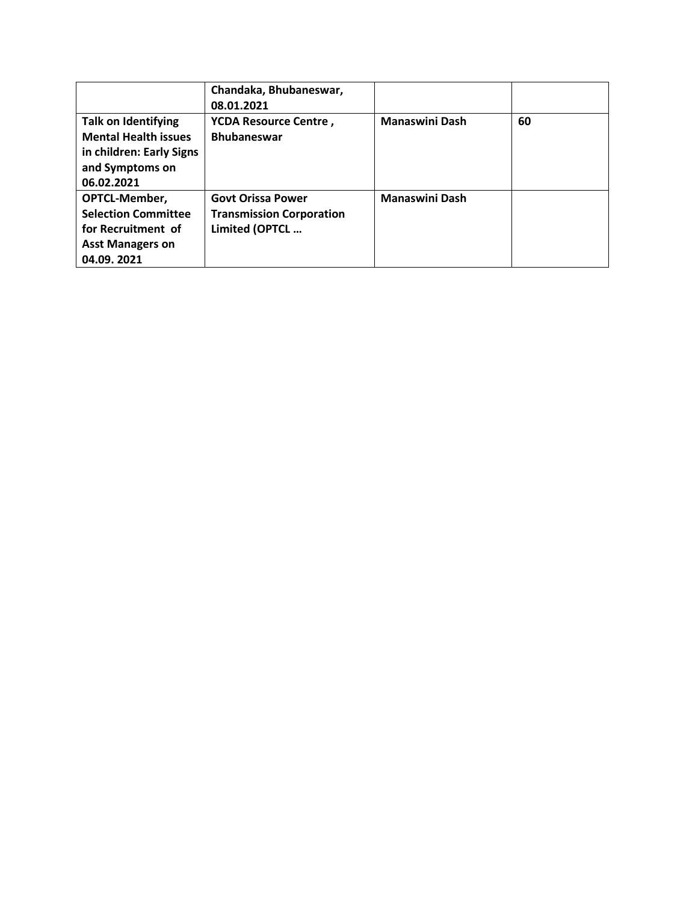| | | | |
|---|---|---|---|
| | **Chandaka, Bhubaneswar, 08.01.2021** | | |
| **Talk on Identifying Mental Health issues in children: Early Signs and Symptoms on 06.02.2021** | **YCDA Resource Centre , Bhubaneswar** | **Manaswini Dash** | **60** |
| **OPTCL-Member, Selection Committee for Recruitment of Asst Managers on 04.09. 2021** | **Govt Orissa Power Transmission Corporation Limited (OPTCL …** | **Manaswini Dash** | |